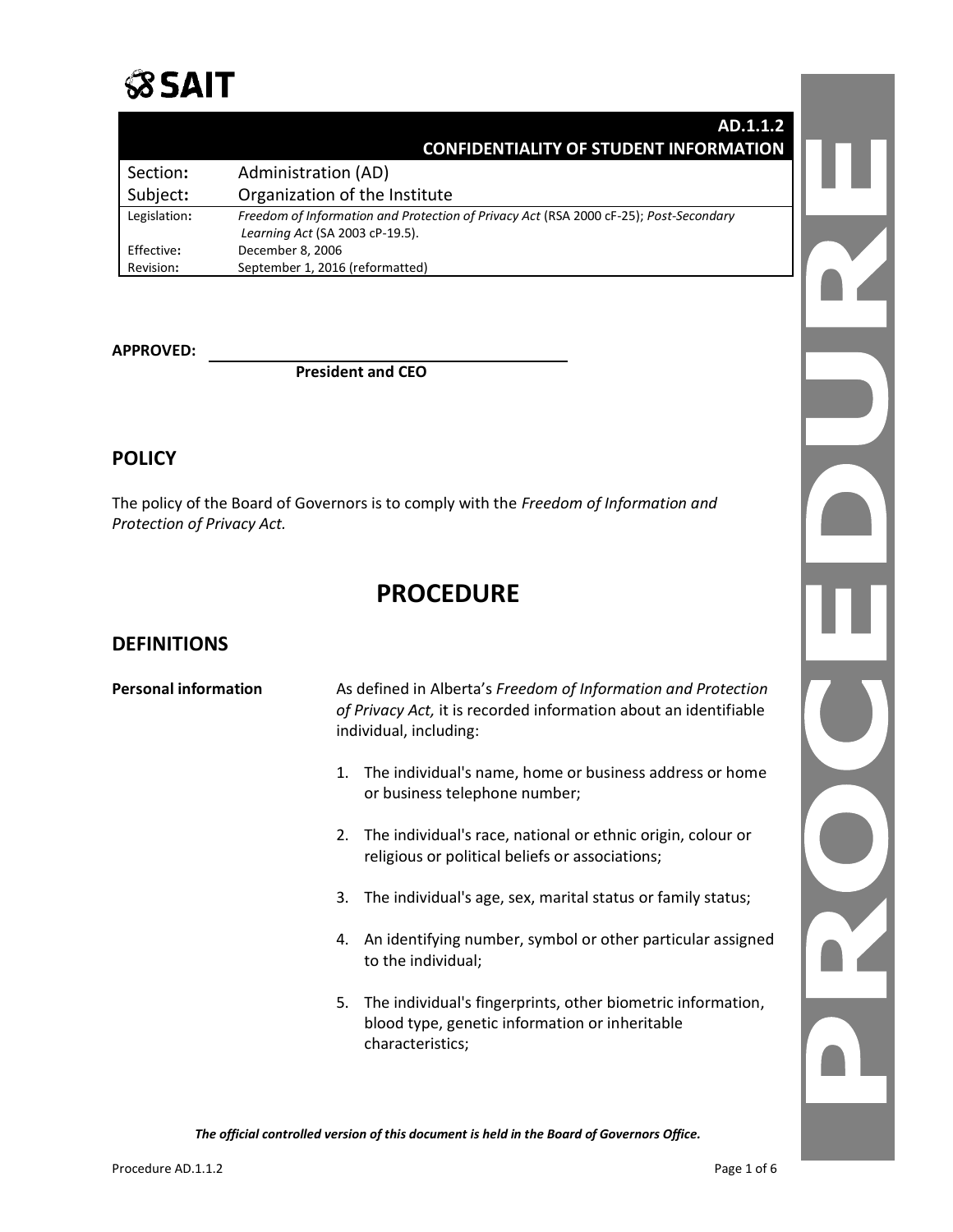SAIT

| | AD.1.1.2 CONFIDENTIALITY OF STUDENT INFORMATION |
|---|---|
| Section: | Administration (AD) |
| Subject: | Organization of the Institute |
| Legislation: | *Freedom of Information and Protection of Privacy Act* (RSA 2000 cF-25); *Post-Secondary Learning Act* (SA 2003 cP-19.5). |
| Effective: | December 8, 2006 |
| Revision: | September 1, 2016 (reformatted) |

**APPROVED:** ______________________________

**President and CEO**

## POLICY

The policy of the Board of Governors is to comply with the *Freedom of Information and Protection of Privacy Act.*

# PROCEDURE

## DEFINITIONS

**Personal information**

As defined in Alberta's *Freedom of Information and Protection of Privacy Act,* it is recorded information about an identifiable individual, including:

1. The individual's name, home or business address or home or business telephone number;
2. The individual's race, national or ethnic origin, colour or religious or political beliefs or associations;
3. The individual's age, sex, marital status or family status;
4. An identifying number, symbol or other particular assigned to the individual;
5. The individual's fingerprints, other biometric information, blood type, genetic information or inheritable characteristics;

*The official controlled version of this document is held in the Board of Governors Office.*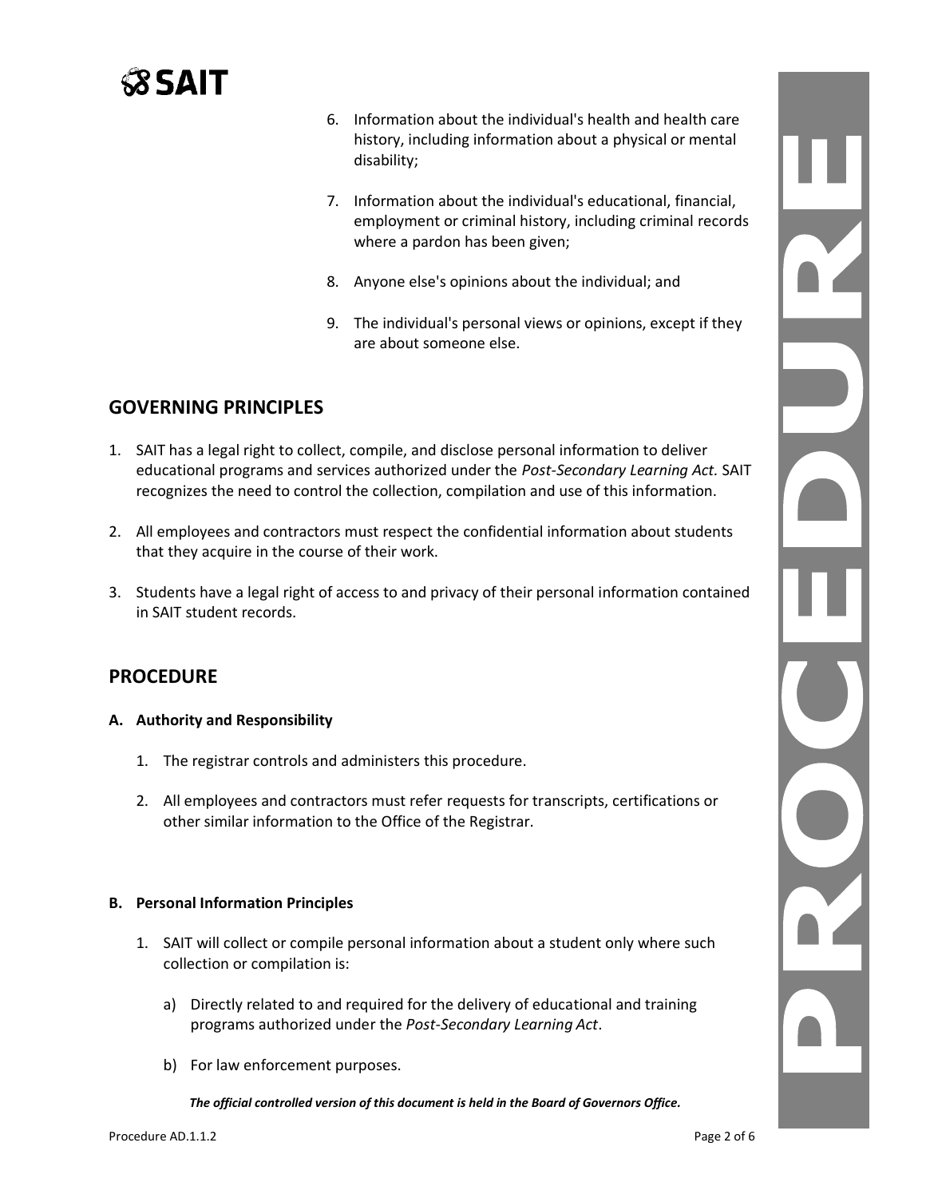6. Information about the individual's health and health care history, including information about a physical or mental disability;

7. Information about the individual's educational, financial, employment or criminal history, including criminal records where a pardon has been given;

8. Anyone else's opinions about the individual; and

9. The individual's personal views or opinions, except if they are about someone else.

## GOVERNING PRINCIPLES

1. SAIT has a legal right to collect, compile, and disclose personal information to deliver educational programs and services authorized under the *Post-Secondary Learning Act.* SAIT recognizes the need to control the collection, compilation and use of this information.

2. All employees and contractors must respect the confidential information about students that they acquire in the course of their work.

3. Students have a legal right of access to and privacy of their personal information contained in SAIT student records.

## PROCEDURE

### A. Authority and Responsibility

1. The registrar controls and administers this procedure.

2. All employees and contractors must refer requests for transcripts, certifications or other similar information to the Office of the Registrar.

### B. Personal Information Principles

1. SAIT will collect or compile personal information about a student only where such collection or compilation is:

   a) Directly related to and required for the delivery of educational and training programs authorized under the *Post-Secondary Learning Act*.

   b) For law enforcement purposes.

***The official controlled version of this document is held in the Board of Governors Office.***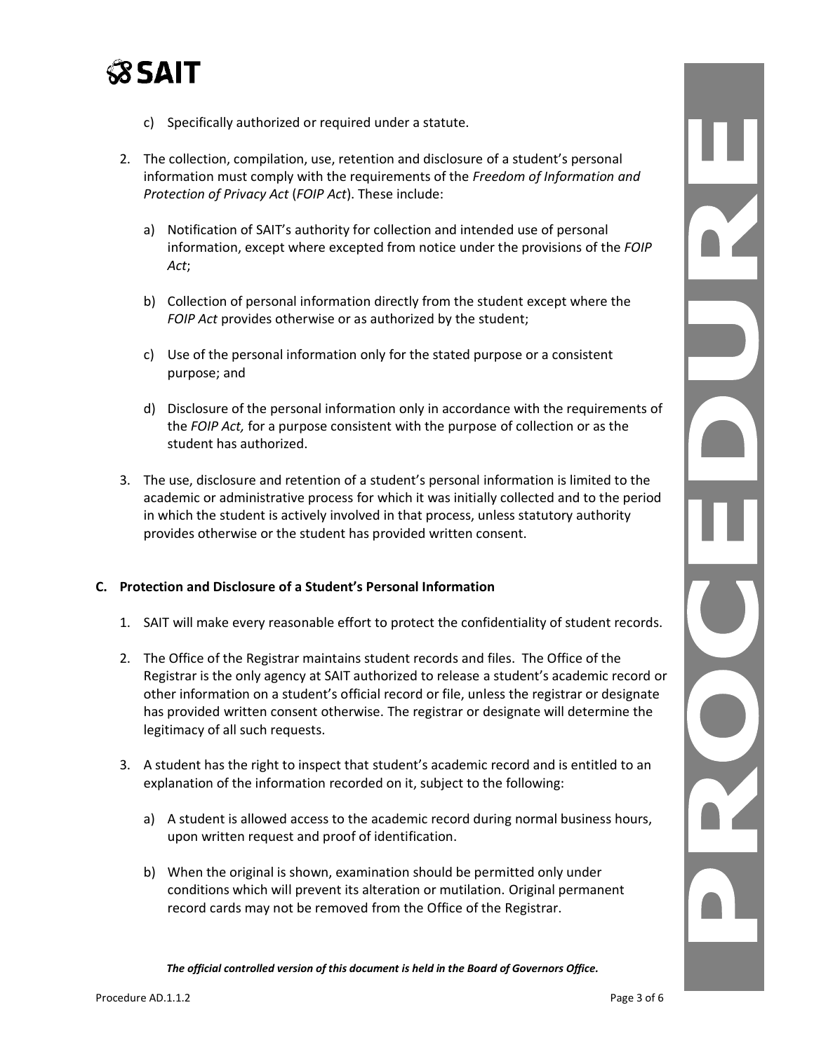c) Specifically authorized or required under a statute.

2. The collection, compilation, use, retention and disclosure of a student's personal information must comply with the requirements of the *Freedom of Information and Protection of Privacy Act* (*FOIP Act*). These include:

   a) Notification of SAIT's authority for collection and intended use of personal information, except where excepted from notice under the provisions of the *FOIP Act*;

   b) Collection of personal information directly from the student except where the *FOIP Act* provides otherwise or as authorized by the student;

   c) Use of the personal information only for the stated purpose or a consistent purpose; and

   d) Disclosure of the personal information only in accordance with the requirements of the *FOIP Act,* for a purpose consistent with the purpose of collection or as the student has authorized.

3. The use, disclosure and retention of a student's personal information is limited to the academic or administrative process for which it was initially collected and to the period in which the student is actively involved in that process, unless statutory authority provides otherwise or the student has provided written consent.

**C. Protection and Disclosure of a Student's Personal Information**

1. SAIT will make every reasonable effort to protect the confidentiality of student records.

2. The Office of the Registrar maintains student records and files. The Office of the Registrar is the only agency at SAIT authorized to release a student's academic record or other information on a student's official record or file, unless the registrar or designate has provided written consent otherwise. The registrar or designate will determine the legitimacy of all such requests.

3. A student has the right to inspect that student's academic record and is entitled to an explanation of the information recorded on it, subject to the following:

   a) A student is allowed access to the academic record during normal business hours, upon written request and proof of identification.

   b) When the original is shown, examination should be permitted only under conditions which will prevent its alteration or mutilation. Original permanent record cards may not be removed from the Office of the Registrar.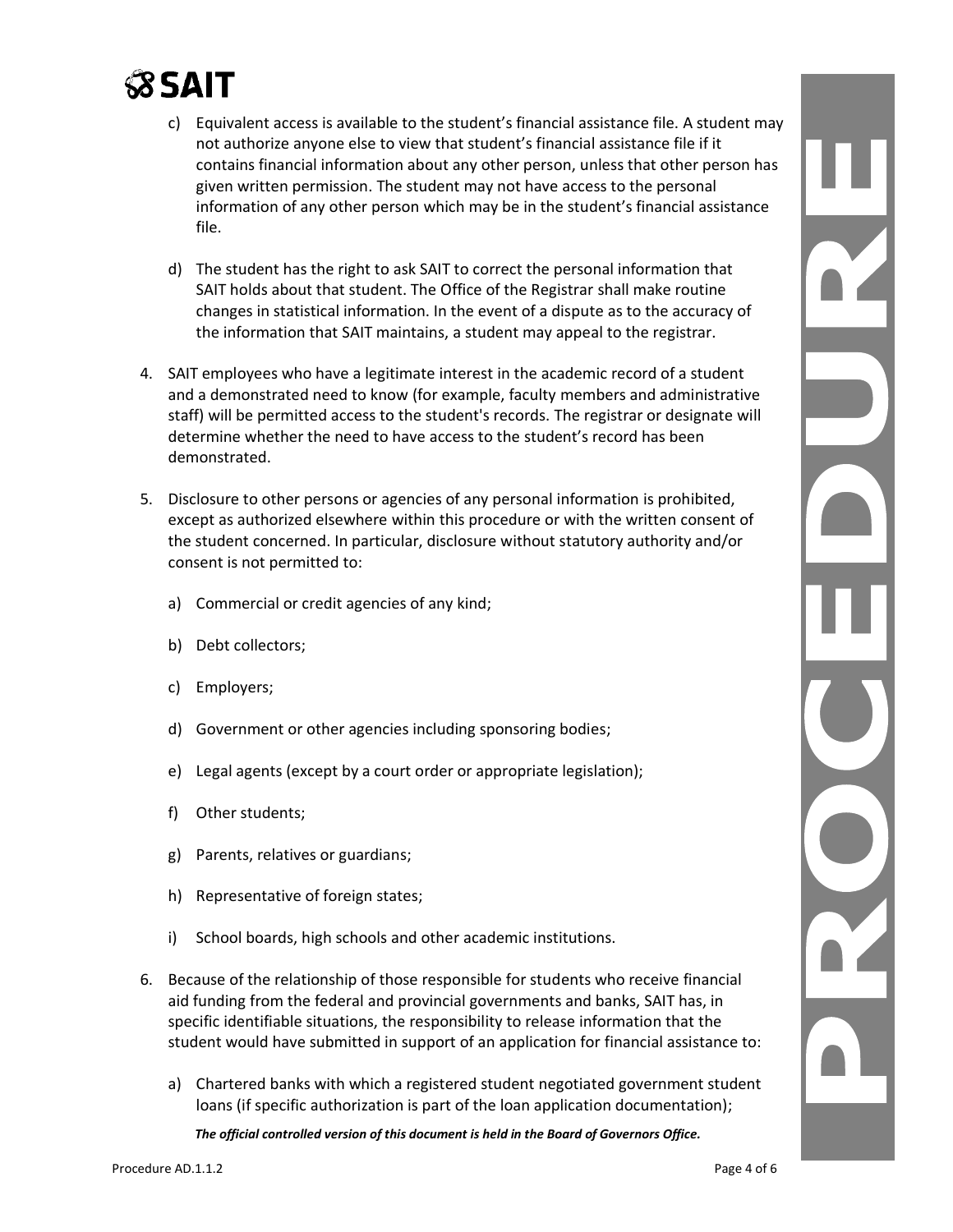c) Equivalent access is available to the student's financial assistance file. A student may not authorize anyone else to view that student's financial assistance file if it contains financial information about any other person, unless that other person has given written permission. The student may not have access to the personal information of any other person which may be in the student's financial assistance file.

   d) The student has the right to ask SAIT to correct the personal information that SAIT holds about that student. The Office of the Registrar shall make routine changes in statistical information. In the event of a dispute as to the accuracy of the information that SAIT maintains, a student may appeal to the registrar.

4. SAIT employees who have a legitimate interest in the academic record of a student and a demonstrated need to know (for example, faculty members and administrative staff) will be permitted access to the student's records. The registrar or designate will determine whether the need to have access to the student's record has been demonstrated.

5. Disclosure to other persons or agencies of any personal information is prohibited, except as authorized elsewhere within this procedure or with the written consent of the student concerned. In particular, disclosure without statutory authority and/or consent is not permitted to:

   a) Commercial or credit agencies of any kind;

   b) Debt collectors;

   c) Employers;

   d) Government or other agencies including sponsoring bodies;

   e) Legal agents (except by a court order or appropriate legislation);

   f) Other students;

   g) Parents, relatives or guardians;

   h) Representative of foreign states;

   i) School boards, high schools and other academic institutions.

6. Because of the relationship of those responsible for students who receive financial aid funding from the federal and provincial governments and banks, SAIT has, in specific identifiable situations, the responsibility to release information that the student would have submitted in support of an application for financial assistance to:

   a) Chartered banks with which a registered student negotiated government student loans (if specific authorization is part of the loan application documentation);

*The official controlled version of this document is held in the Board of Governors Office.*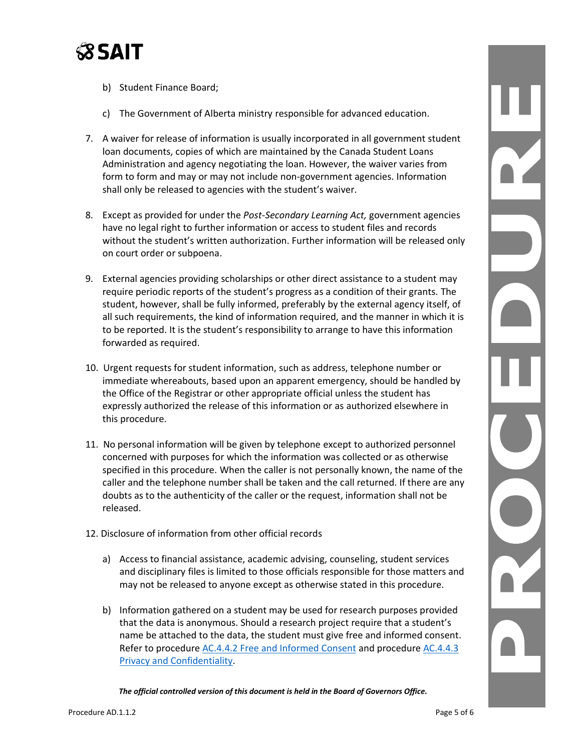b) Student Finance Board;

c) The Government of Alberta ministry responsible for advanced education.

7. A waiver for release of information is usually incorporated in all government student loan documents, copies of which are maintained by the Canada Student Loans Administration and agency negotiating the loan. However, the waiver varies from form to form and may or may not include non-government agencies. Information shall only be released to agencies with the student's waiver.

8. Except as provided for under the *Post-Secondary Learning Act,* government agencies have no legal right to further information or access to student files and records without the student's written authorization. Further information will be released only on court order or subpoena.

9. External agencies providing scholarships or other direct assistance to a student may require periodic reports of the student's progress as a condition of their grants. The student, however, shall be fully informed, preferably by the external agency itself, of all such requirements, the kind of information required, and the manner in which it is to be reported. It is the student's responsibility to arrange to have this information forwarded as required.

10. Urgent requests for student information, such as address, telephone number or immediate whereabouts, based upon an apparent emergency, should be handled by the Office of the Registrar or other appropriate official unless the student has expressly authorized the release of this information or as authorized elsewhere in this procedure.

11. No personal information will be given by telephone except to authorized personnel concerned with purposes for which the information was collected or as otherwise specified in this procedure. When the caller is not personally known, the name of the caller and the telephone number shall be taken and the call returned. If there are any doubts as to the authenticity of the caller or the request, information shall not be released.

12. Disclosure of information from other official records

    a) Access to financial assistance, academic advising, counseling, student services and disciplinary files is limited to those officials responsible for those matters and may not be released to anyone except as otherwise stated in this procedure.

    b) Information gathered on a student may be used for research purposes provided that the data is anonymous. Should a research project require that a student's name be attached to the data, the student must give free and informed consent. Refer to procedure AC.4.4.2 Free and Informed Consent and procedure AC.4.4.3 Privacy and Confidentiality.

***The official controlled version of this document is held in the Board of Governors Office.***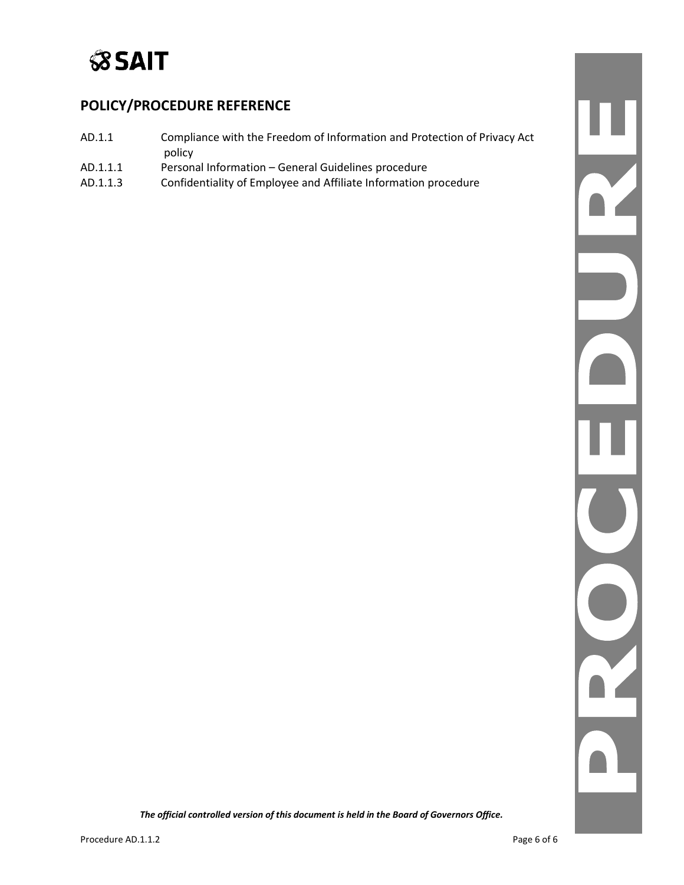## POLICY/PROCEDURE REFERENCE

| | |
|---|---|
| AD.1.1 | Compliance with the Freedom of Information and Protection of Privacy Act policy |
| AD.1.1.1 | Personal Information – General Guidelines procedure |
| AD.1.1.3 | Confidentiality of Employee and Affiliate Information procedure |

***The official controlled version of this document is held in the Board of Governors Office.***